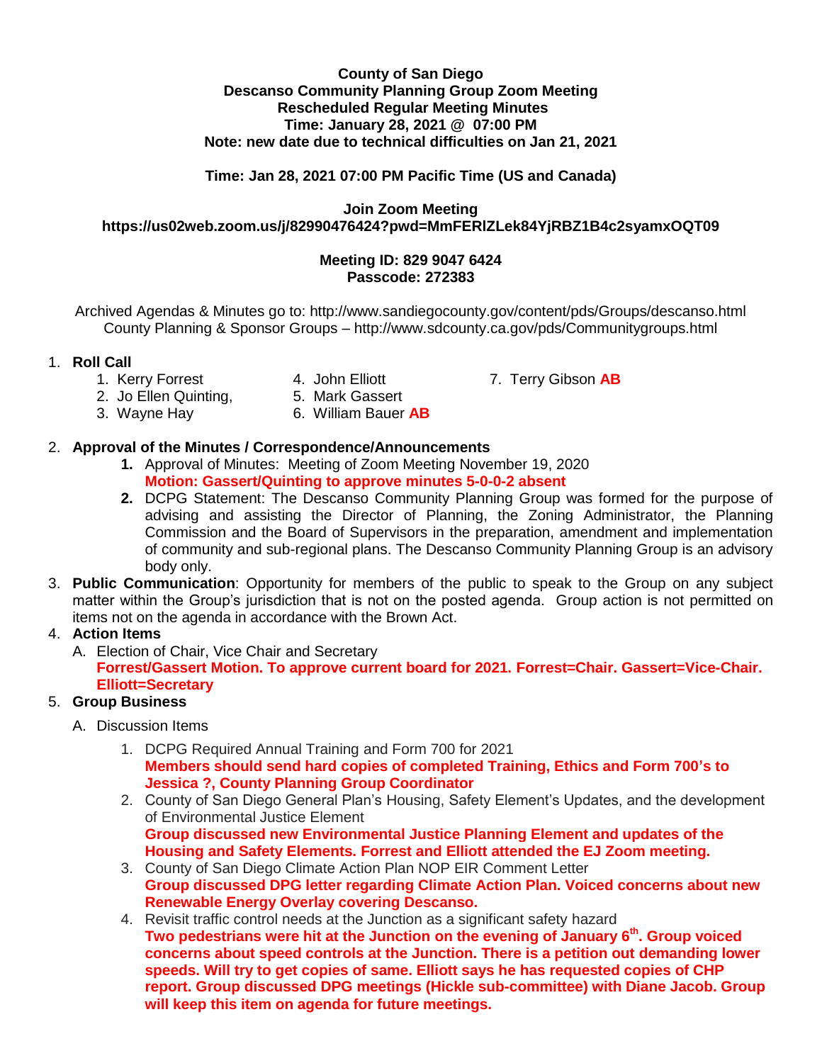**County of San Diego**
**Descanso Community Planning Group Zoom Meeting**
**Rescheduled Regular Meeting Minutes**
**Time: January 28, 2021 @ 07:00 PM**
**Note: new date due to technical difficulties on Jan 21, 2021**

**Time: Jan 28, 2021 07:00 PM Pacific Time (US and Canada)**

**Join Zoom Meeting**
**https://us02web.zoom.us/j/82990476424?pwd=MmFERlZLek84YjRBZ1B4c2syamxOQT09**

**Meeting ID: 829 9047 6424**
**Passcode: 272383**

Archived Agendas & Minutes go to: http://www.sandiegocounty.gov/content/pds/Groups/descanso.html
County Planning & Sponsor Groups – http://www.sdcounty.ca.gov/pds/Communitygroups.html

1. **Roll Call**
   1. Kerry Forrest
   2. Jo Ellen Quinting,
   3. Wayne Hay
   4. John Elliott
   5. Mark Gassert
   6. William Bauer **AB**
   7. Terry Gibson **AB**

2. **Approval of the Minutes / Correspondence/Announcements**
   1. Approval of Minutes: Meeting of Zoom Meeting November 19, 2020
      **Motion: Gassert/Quinting to approve minutes 5-0-0-2 absent**
   2. DCPG Statement: The Descanso Community Planning Group was formed for the purpose of advising and assisting the Director of Planning, the Zoning Administrator, the Planning Commission and the Board of Supervisors in the preparation, amendment and implementation of community and sub-regional plans. The Descanso Community Planning Group is an advisory body only.

3. **Public Communication**: Opportunity for members of the public to speak to the Group on any subject matter within the Group's jurisdiction that is not on the posted agenda. Group action is not permitted on items not on the agenda in accordance with the Brown Act.

4. **Action Items**
   A. Election of Chair, Vice Chair and Secretary
   **Forrest/Gassert Motion. To approve current board for 2021. Forrest=Chair. Gassert=Vice-Chair. Elliott=Secretary**

5. **Group Business**
   A. Discussion Items
   1. DCPG Required Annual Training and Form 700 for 2021
      **Members should send hard copies of completed Training, Ethics and Form 700's to Jessica ?, County Planning Group Coordinator**
   2. County of San Diego General Plan's Housing, Safety Element's Updates, and the development of Environmental Justice Element
      **Group discussed new Environmental Justice Planning Element and updates of the Housing and Safety Elements. Forrest and Elliott attended the EJ Zoom meeting.**
   3. County of San Diego Climate Action Plan NOP EIR Comment Letter
      **Group discussed DPG letter regarding Climate Action Plan. Voiced concerns about new Renewable Energy Overlay covering Descanso.**
   4. Revisit traffic control needs at the Junction as a significant safety hazard
      **Two pedestrians were hit at the Junction on the evening of January 6th. Group voiced concerns about speed controls at the Junction. There is a petition out demanding lower speeds. Will try to get copies of same. Elliott says he has requested copies of CHP report. Group discussed DPG meetings (Hickle sub-committee) with Diane Jacob. Group will keep this item on agenda for future meetings.**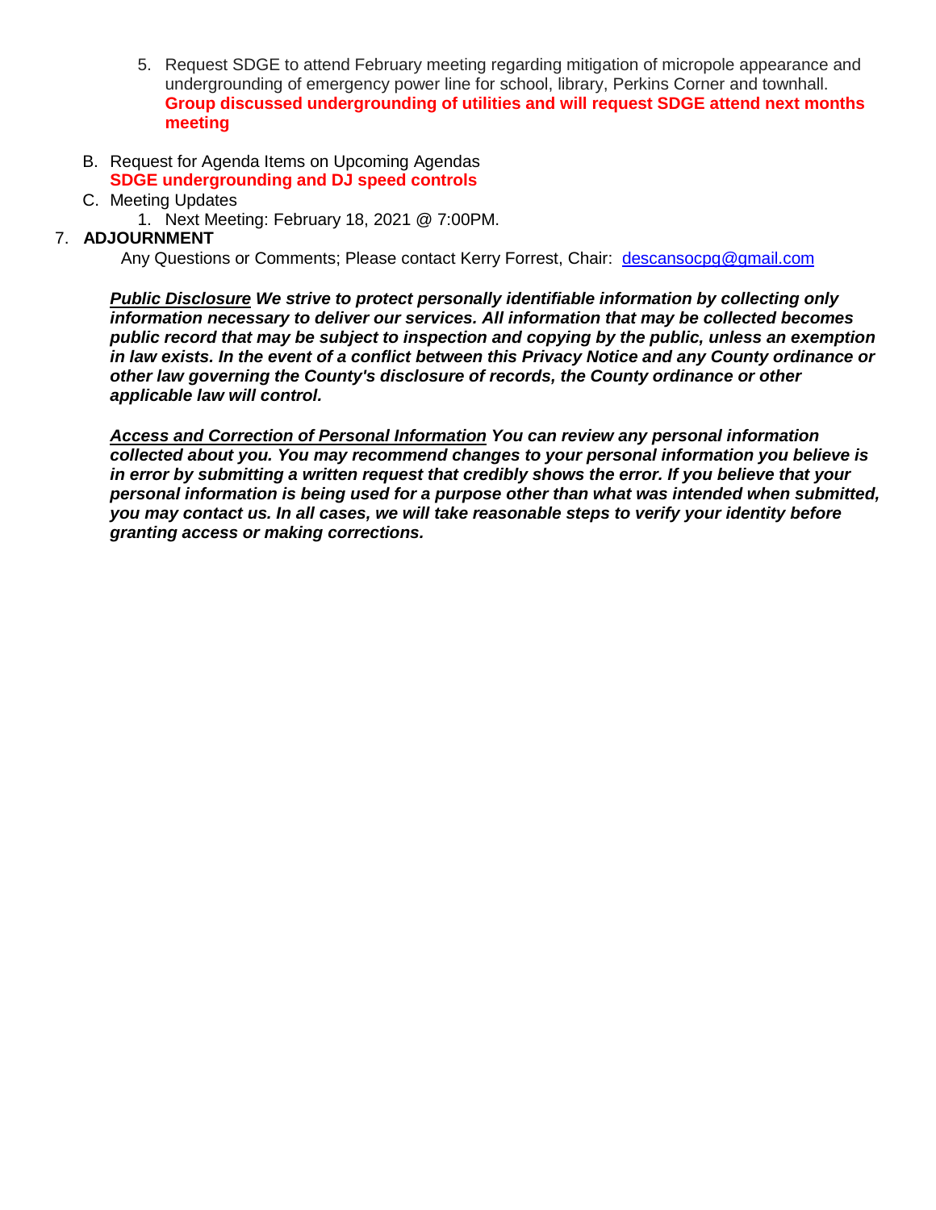5. Request SDGE to attend February meeting regarding mitigation of micropole appearance and undergrounding of emergency power line for school, library, Perkins Corner and townhall.
   **Group discussed undergrounding of utilities and will request SDGE attend next months meeting**

B. Request for Agenda Items on Upcoming Agendas
   **SDGE undergrounding and DJ speed controls**

C. Meeting Updates
   1. Next Meeting: February 18, 2021 @ 7:00PM.

7. **ADJOURNMENT**

Any Questions or Comments; Please contact Kerry Forrest, Chair: descansocpg@gmail.com

***Public Disclosure** We strive to protect personally identifiable information by collecting only information necessary to deliver our services. All information that may be collected becomes public record that may be subject to inspection and copying by the public, unless an exemption in law exists. In the event of a conflict between this Privacy Notice and any County ordinance or other law governing the County's disclosure of records, the County ordinance or other applicable law will control.*

***Access and Correction of Personal Information** You can review any personal information collected about you. You may recommend changes to your personal information you believe is in error by submitting a written request that credibly shows the error. If you believe that your personal information is being used for a purpose other than what was intended when submitted, you may contact us. In all cases, we will take reasonable steps to verify your identity before granting access or making corrections.*